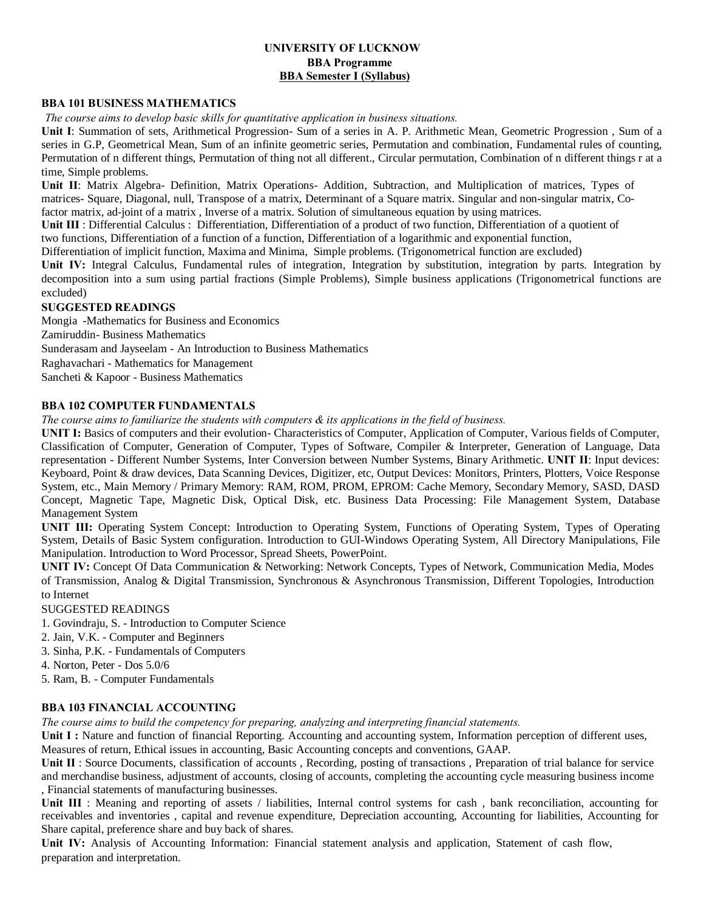# UNIVERSITY OF LUCKNOW
## BBA Programme
## BBA Semester I (Syllabus)

### BBA 101 BUSINESS MATHEMATICS

*The course aims to develop basic skills for quantitative application in business situations.*

**Unit I**: Summation of sets, Arithmetical Progression- Sum of a series in A. P. Arithmetic Mean, Geometric Progression , Sum of a series in G.P, Geometrical Mean, Sum of an infinite geometric series, Permutation and combination, Fundamental rules of counting, Permutation of n different things, Permutation of thing not all different., Circular permutation, Combination of n different things r at a time, Simple problems.

**Unit II**: Matrix Algebra- Definition, Matrix Operations- Addition, Subtraction, and Multiplication of matrices, Types of matrices- Square, Diagonal, null, Transpose of a matrix, Determinant of a Square matrix. Singular and non-singular matrix, Co-factor matrix, ad-joint of a matrix , Inverse of a matrix. Solution of simultaneous equation by using matrices.

**Unit III** : Differential Calculus : Differentiation, Differentiation of a product of two function, Differentiation of a quotient of two functions, Differentiation of a function of a function, Differentiation of a logarithmic and exponential function, Differentiation of implicit function, Maxima and Minima, Simple problems. (Trigonometrical function are excluded)

**Unit IV:** Integral Calculus, Fundamental rules of integration, Integration by substitution, integration by parts. Integration by decomposition into a sum using partial fractions (Simple Problems), Simple business applications (Trigonometrical functions are excluded)

**SUGGESTED READINGS**

Mongia -Mathematics for Business and Economics
Zamiruddin- Business Mathematics
Sunderasam and Jayseelam - An Introduction to Business Mathematics
Raghavachari - Mathematics for Management
Sancheti & Kapoor - Business Mathematics

### BBA 102 COMPUTER FUNDAMENTALS

*The course aims to familiarize the students with computers & its applications in the field of business.*

**UNIT I:** Basics of computers and their evolution- Characteristics of Computer, Application of Computer, Various fields of Computer, Classification of Computer, Generation of Computer, Types of Software, Compiler & Interpreter, Generation of Language, Data representation - Different Number Systems, Inter Conversion between Number Systems, Binary Arithmetic. **UNIT II**: Input devices: Keyboard, Point & draw devices, Data Scanning Devices, Digitizer, etc, Output Devices: Monitors, Printers, Plotters, Voice Response System, etc., Main Memory / Primary Memory: RAM, ROM, PROM, EPROM: Cache Memory, Secondary Memory, SASD, DASD Concept, Magnetic Tape, Magnetic Disk, Optical Disk, etc. Business Data Processing: File Management System, Database Management System

**UNIT III:** Operating System Concept: Introduction to Operating System, Functions of Operating System, Types of Operating System, Details of Basic System configuration. Introduction to GUI-Windows Operating System, All Directory Manipulations, File Manipulation. Introduction to Word Processor, Spread Sheets, PowerPoint.

**UNIT IV:** Concept Of Data Communication & Networking: Network Concepts, Types of Network, Communication Media, Modes of Transmission, Analog & Digital Transmission, Synchronous & Asynchronous Transmission, Different Topologies, Introduction to Internet

SUGGESTED READINGS

1. Govindraju, S. - Introduction to Computer Science
2. Jain, V.K. - Computer and Beginners
3. Sinha, P.K. - Fundamentals of Computers
4. Norton, Peter - Dos 5.0/6
5. Ram, B. - Computer Fundamentals

### BBA 103 FINANCIAL ACCOUNTING

*The course aims to build the competency for preparing, analyzing and interpreting financial statements.*

**Unit I :** Nature and function of financial Reporting. Accounting and accounting system, Information perception of different uses, Measures of return, Ethical issues in accounting, Basic Accounting concepts and conventions, GAAP.

**Unit II** : Source Documents, classification of accounts , Recording, posting of transactions , Preparation of trial balance for service and merchandise business, adjustment of accounts, closing of accounts, completing the accounting cycle measuring business income , Financial statements of manufacturing businesses.

**Unit III** : Meaning and reporting of assets / liabilities, Internal control systems for cash , bank reconciliation, accounting for receivables and inventories , capital and revenue expenditure, Depreciation accounting, Accounting for liabilities, Accounting for Share capital, preference share and buy back of shares.

**Unit IV:** Analysis of Accounting Information: Financial statement analysis and application, Statement of cash flow, preparation and interpretation.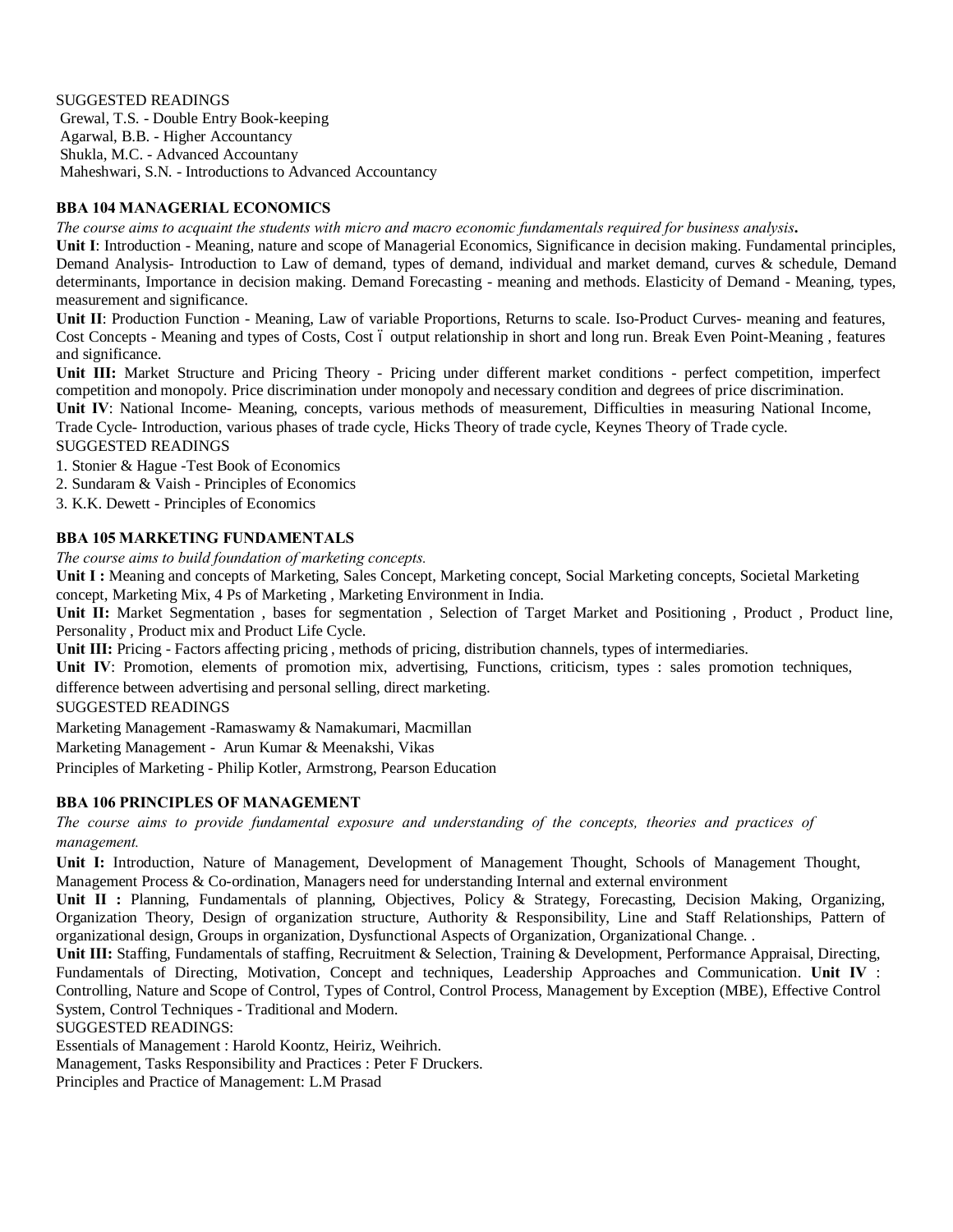SUGGESTED READINGS

Grewal, T.S. - Double Entry Book-keeping
Agarwal, B.B. - Higher Accountancy
Shukla, M.C. - Advanced Accountany
Maheshwari, S.N. - Introductions to Advanced Accountancy

### BBA 104 MANAGERIAL ECONOMICS

*The course aims to acquaint the students with micro and macro economic fundamentals required for business analysis*.

**Unit I**: Introduction - Meaning, nature and scope of Managerial Economics, Significance in decision making. Fundamental principles, Demand Analysis- Introduction to Law of demand, types of demand, individual and market demand, curves & schedule, Demand determinants, Importance in decision making. Demand Forecasting - meaning and methods. Elasticity of Demand - Meaning, types, measurement and significance.

**Unit II**: Production Function - Meaning, Law of variable Proportions, Returns to scale. Iso-Product Curves- meaning and features, Cost Concepts - Meaning and types of Costs, Cost ï output relationship in short and long run. Break Even Point-Meaning , features and significance.

**Unit III:** Market Structure and Pricing Theory - Pricing under different market conditions - perfect competition, imperfect competition and monopoly. Price discrimination under monopoly and necessary condition and degrees of price discrimination.

**Unit IV**: National Income- Meaning, concepts, various methods of measurement, Difficulties in measuring National Income, Trade Cycle- Introduction, various phases of trade cycle, Hicks Theory of trade cycle, Keynes Theory of Trade cycle.

SUGGESTED READINGS

1. Stonier & Hague -Test Book of Economics
2. Sundaram & Vaish - Principles of Economics
3. K.K. Dewett - Principles of Economics

### BBA 105 MARKETING FUNDAMENTALS

*The course aims to build foundation of marketing concepts.*

**Unit I :** Meaning and concepts of Marketing, Sales Concept, Marketing concept, Social Marketing concepts, Societal Marketing concept, Marketing Mix, 4 Ps of Marketing , Marketing Environment in India.

**Unit II:** Market Segmentation , bases for segmentation , Selection of Target Market and Positioning , Product , Product line, Personality , Product mix and Product Life Cycle.

**Unit III:** Pricing - Factors affecting pricing , methods of pricing, distribution channels, types of intermediaries.

**Unit IV**: Promotion, elements of promotion mix, advertising, Functions, criticism, types : sales promotion techniques, difference between advertising and personal selling, direct marketing.

SUGGESTED READINGS

Marketing Management -Ramaswamy & Namakumari, Macmillan
Marketing Management - Arun Kumar & Meenakshi, Vikas
Principles of Marketing - Philip Kotler, Armstrong, Pearson Education

### BBA 106 PRINCIPLES OF MANAGEMENT

*The course aims to provide fundamental exposure and understanding of the concepts, theories and practices of management.*

**Unit I:** Introduction, Nature of Management, Development of Management Thought, Schools of Management Thought, Management Process & Co-ordination, Managers need for understanding Internal and external environment

**Unit II :** Planning, Fundamentals of planning, Objectives, Policy & Strategy, Forecasting, Decision Making, Organizing, Organization Theory, Design of organization structure, Authority & Responsibility, Line and Staff Relationships, Pattern of organizational design, Groups in organization, Dysfunctional Aspects of Organization, Organizational Change. .

**Unit III:** Staffing, Fundamentals of staffing, Recruitment & Selection, Training & Development, Performance Appraisal, Directing, Fundamentals of Directing, Motivation, Concept and techniques, Leadership Approaches and Communication. **Unit IV** : Controlling, Nature and Scope of Control, Types of Control, Control Process, Management by Exception (MBE), Effective Control System, Control Techniques - Traditional and Modern.

SUGGESTED READINGS:

Essentials of Management : Harold Koontz, Heiriz, Weihrich.
Management, Tasks Responsibility and Practices : Peter F Druckers.
Principles and Practice of Management: L.M Prasad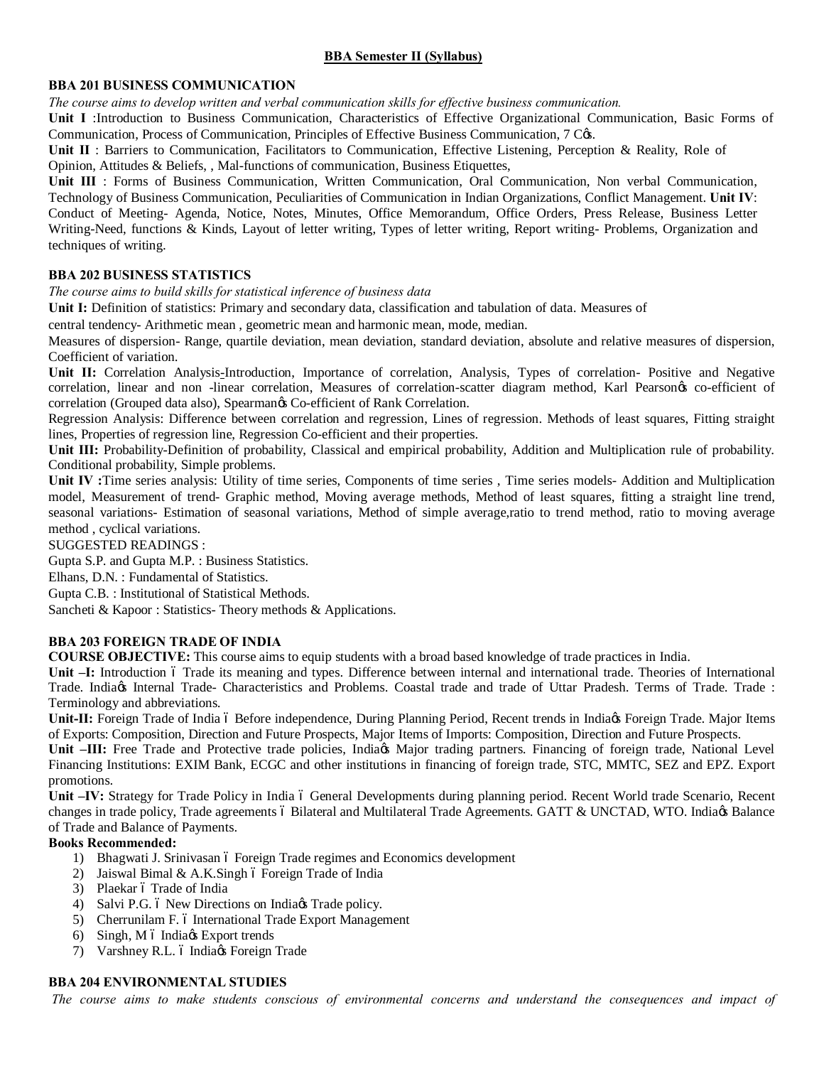## BBA Semester II (Syllabus)

### BBA 201 BUSINESS COMMUNICATION

*The course aims to develop written and verbal communication skills for effective business communication.*

**Unit I** :Introduction to Business Communication, Characteristics of Effective Organizational Communication, Basic Forms of Communication, Process of Communication, Principles of Effective Business Communication, 7 Cφs.

**Unit II** : Barriers to Communication, Facilitators to Communication, Effective Listening, Perception & Reality, Role of Opinion, Attitudes & Beliefs, , Mal-functions of communication, Business Etiquettes,

**Unit III** : Forms of Business Communication, Written Communication, Oral Communication, Non verbal Communication, Technology of Business Communication, Peculiarities of Communication in Indian Organizations, Conflict Management. **Unit IV**: Conduct of Meeting- Agenda, Notice, Notes, Minutes, Office Memorandum, Office Orders, Press Release, Business Letter Writing-Need, functions & Kinds, Layout of letter writing, Types of letter writing, Report writing- Problems, Organization and techniques of writing.

### BBA 202 BUSINESS STATISTICS

*The course aims to build skills for statistical inference of business data*

**Unit I:** Definition of statistics: Primary and secondary data, classification and tabulation of data. Measures of central tendency- Arithmetic mean , geometric mean and harmonic mean, mode, median.

Measures of dispersion- Range, quartile deviation, mean deviation, standard deviation, absolute and relative measures of dispersion, Coefficient of variation.

**Unit II:** Correlation Analysis-Introduction, Importance of correlation, Analysis, Types of correlation- Positive and Negative correlation, linear and non -linear correlation, Measures of correlation-scatter diagram method, Karl Pearsonφs co-efficient of correlation (Grouped data also), Spearmanφs Co-efficient of Rank Correlation.

Regression Analysis: Difference between correlation and regression, Lines of regression. Methods of least squares, Fitting straight lines, Properties of regression line, Regression Co-efficient and their properties.

**Unit III:** Probability-Definition of probability, Classical and empirical probability, Addition and Multiplication rule of probability. Conditional probability, Simple problems.

**Unit IV :**Time series analysis: Utility of time series, Components of time series , Time series models- Addition and Multiplication model, Measurement of trend- Graphic method, Moving average methods, Method of least squares, fitting a straight line trend, seasonal variations- Estimation of seasonal variations, Method of simple average,ratio to trend method, ratio to moving average method , cyclical variations.

SUGGESTED READINGS :

Gupta S.P. and Gupta M.P. : Business Statistics.

Elhans, D.N. : Fundamental of Statistics.

Gupta C.B. : Institutional of Statistical Methods.

Sancheti & Kapoor : Statistics- Theory methods & Applications.

### BBA 203 FOREIGN TRADE OF INDIA

**COURSE OBJECTIVE:** This course aims to equip students with a broad based knowledge of trade practices in India.

**Unit –I:** Introduction ó Trade its meaning and types. Difference between internal and international trade. Theories of International Trade. Indiaφs Internal Trade- Characteristics and Problems. Coastal trade and trade of Uttar Pradesh. Terms of Trade. Trade : Terminology and abbreviations.

**Unit-II:** Foreign Trade of India ó Before independence, During Planning Period, Recent trends in Indiaφs Foreign Trade. Major Items of Exports: Composition, Direction and Future Prospects, Major Items of Imports: Composition, Direction and Future Prospects.

**Unit –III:** Free Trade and Protective trade policies, Indiaφs Major trading partners. Financing of foreign trade, National Level Financing Institutions: EXIM Bank, ECGC and other institutions in financing of foreign trade, STC, MMTC, SEZ and EPZ. Export promotions.

**Unit –IV:** Strategy for Trade Policy in India ó General Developments during planning period. Recent World trade Scenario, Recent changes in trade policy, Trade agreements ó Bilateral and Multilateral Trade Agreements. GATT & UNCTAD, WTO. Indiaφs Balance of Trade and Balance of Payments.

**Books Recommended:**

1) Bhagwati J. Srinivasan ó Foreign Trade regimes and Economics development
2) Jaiswal Bimal & A.K.Singh ó Foreign Trade of India
3) Plaekar ó Trade of India
4) Salvi P.G. ó New Directions on Indiaφs Trade policy.
5) Cherrunilam F. ó International Trade Export Management
6) Singh, M ó Indiaφs Export trends
7) Varshney R.L. ó Indiaφs Foreign Trade

### BBA 204 ENVIRONMENTAL STUDIES

*The course aims to make students conscious of environmental concerns and understand the consequences and impact of*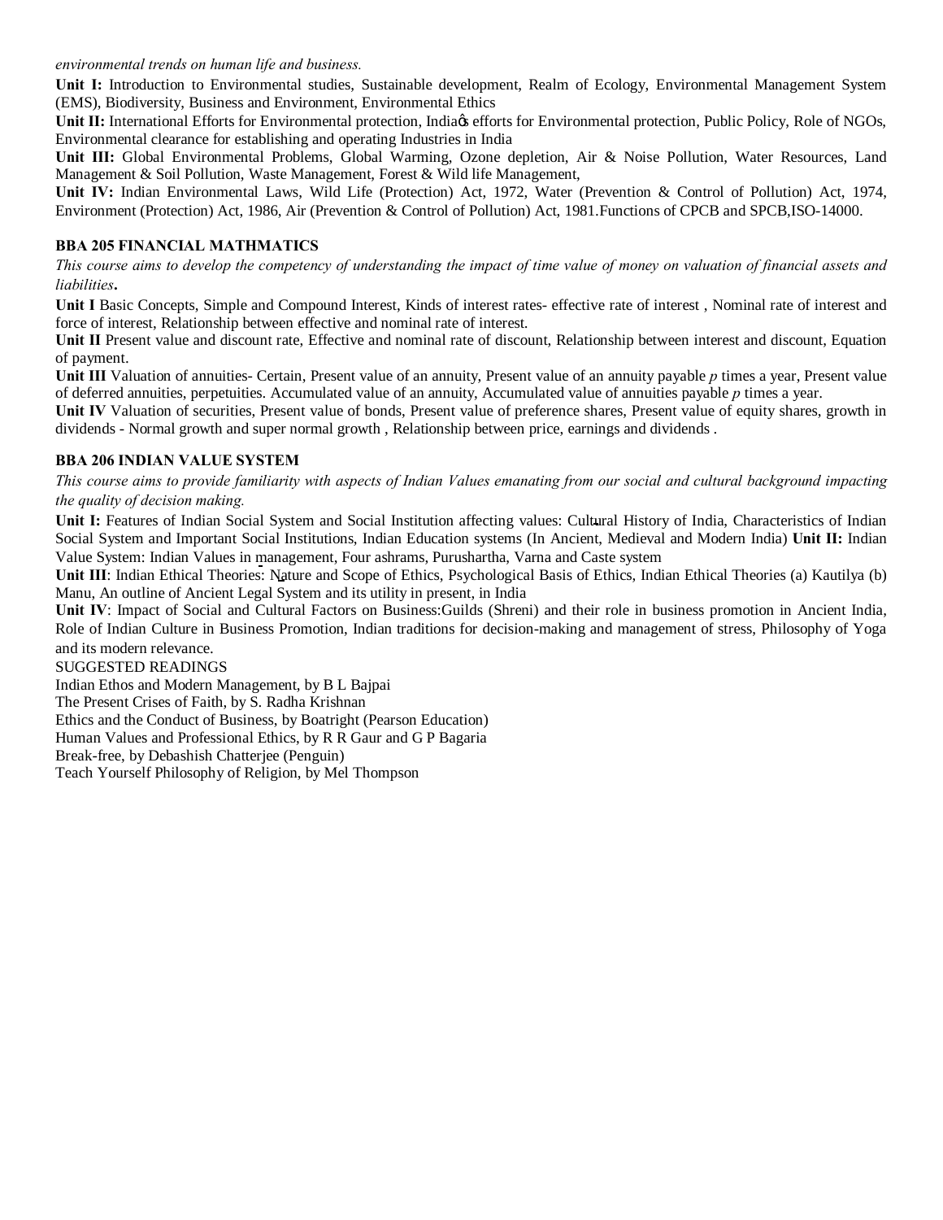*environmental trends on human life and business.*

**Unit I:** Introduction to Environmental studies, Sustainable development, Realm of Ecology, Environmental Management System (EMS), Biodiversity, Business and Environment, Environmental Ethics

**Unit II:** International Efforts for Environmental protection, India's efforts for Environmental protection, Public Policy, Role of NGOs, Environmental clearance for establishing and operating Industries in India

**Unit III:** Global Environmental Problems, Global Warming, Ozone depletion, Air & Noise Pollution, Water Resources, Land Management & Soil Pollution, Waste Management, Forest & Wild life Management,

**Unit IV:** Indian Environmental Laws, Wild Life (Protection) Act, 1972, Water (Prevention & Control of Pollution) Act, 1974, Environment (Protection) Act, 1986, Air (Prevention & Control of Pollution) Act, 1981.Functions of CPCB and SPCB,ISO-14000.

### BBA 205 FINANCIAL MATHMATICS

*This course aims to develop the competency of understanding the impact of time value of money on valuation of financial assets and liabilities***.**

**Unit I** Basic Concepts, Simple and Compound Interest, Kinds of interest rates- effective rate of interest , Nominal rate of interest and force of interest, Relationship between effective and nominal rate of interest.

**Unit II** Present value and discount rate, Effective and nominal rate of discount, Relationship between interest and discount, Equation of payment.

**Unit III** Valuation of annuities- Certain, Present value of an annuity, Present value of an annuity payable $p$ times a year, Present value of deferred annuities, perpetuities. Accumulated value of an annuity, Accumulated value of annuities payable $p$ times a year.

**Unit IV** Valuation of securities, Present value of bonds, Present value of preference shares, Present value of equity shares, growth in dividends - Normal growth and super normal growth , Relationship between price, earnings and dividends .

### BBA 206 INDIAN VALUE SYSTEM

*This course aims to provide familiarity with aspects of Indian Values emanating from our social and cultural background impacting the quality of decision making.*

**Unit I:** Features of Indian Social System and Social Institution affecting values: Cultural History of India, Characteristics of Indian Social System and Important Social Institutions, Indian Education systems (In Ancient, Medieval and Modern India) **Unit II:** Indian Value System: Indian Values in management, Four ashrams, Purushartha, Varna and Caste system

**Unit III**: Indian Ethical Theories: Nature and Scope of Ethics, Psychological Basis of Ethics, Indian Ethical Theories (a) Kautilya (b) Manu, An outline of Ancient Legal System and its utility in present, in India

**Unit IV**: Impact of Social and Cultural Factors on Business:Guilds (Shreni) and their role in business promotion in Ancient India, Role of Indian Culture in Business Promotion, Indian traditions for decision-making and management of stress, Philosophy of Yoga and its modern relevance.

SUGGESTED READINGS

Indian Ethos and Modern Management, by B L Bajpai

The Present Crises of Faith, by S. Radha Krishnan

Ethics and the Conduct of Business, by Boatright (Pearson Education)

Human Values and Professional Ethics, by R R Gaur and G P Bagaria

Break-free, by Debashish Chatterjee (Penguin)

Teach Yourself Philosophy of Religion, by Mel Thompson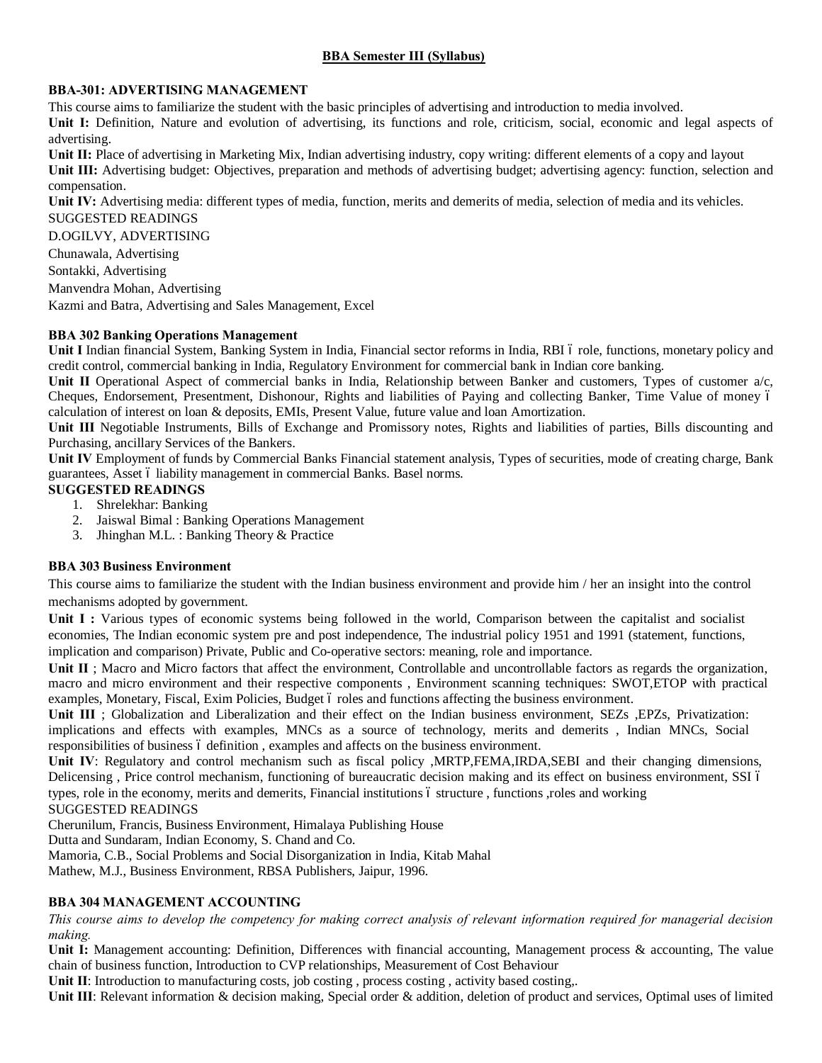## BBA Semester III (Syllabus)

### BBA-301: ADVERTISING MANAGEMENT

This course aims to familiarize the student with the basic principles of advertising and introduction to media involved.

**Unit I:** Definition, Nature and evolution of advertising, its functions and role, criticism, social, economic and legal aspects of advertising.

**Unit II:** Place of advertising in Marketing Mix, Indian advertising industry, copy writing: different elements of a copy and layout

**Unit III:** Advertising budget: Objectives, preparation and methods of advertising budget; advertising agency: function, selection and compensation.

**Unit IV:** Advertising media: different types of media, function, merits and demerits of media, selection of media and its vehicles.

SUGGESTED READINGS

D.OGILVY, ADVERTISING

Chunawala, Advertising

Sontakki, Advertising

Manvendra Mohan, Advertising

Kazmi and Batra, Advertising and Sales Management, Excel

### BBA 302 Banking Operations Management

**Unit I** Indian financial System, Banking System in India, Financial sector reforms in India, RBI ó role, functions, monetary policy and credit control, commercial banking in India, Regulatory Environment for commercial bank in Indian core banking.

**Unit II** Operational Aspect of commercial banks in India, Relationship between Banker and customers, Types of customer a/c, Cheques, Endorsement, Presentment, Dishonour, Rights and liabilities of Paying and collecting Banker, Time Value of money ó calculation of interest on loan & deposits, EMIs, Present Value, future value and loan Amortization.

**Unit III** Negotiable Instruments, Bills of Exchange and Promissory notes, Rights and liabilities of parties, Bills discounting and Purchasing, ancillary Services of the Bankers.

**Unit IV** Employment of funds by Commercial Banks Financial statement analysis, Types of securities, mode of creating charge, Bank guarantees, Asset ó liability management in commercial Banks. Basel norms.

**SUGGESTED READINGS**

1. Shrelekhar: Banking
2. Jaiswal Bimal : Banking Operations Management
3. Jhinghan M.L. : Banking Theory & Practice

### BBA 303 Business Environment

This course aims to familiarize the student with the Indian business environment and provide him / her an insight into the control mechanisms adopted by government.

**Unit I :** Various types of economic systems being followed in the world, Comparison between the capitalist and socialist economies, The Indian economic system pre and post independence, The industrial policy 1951 and 1991 (statement, functions, implication and comparison) Private, Public and Co-operative sectors: meaning, role and importance.

**Unit II** ; Macro and Micro factors that affect the environment, Controllable and uncontrollable factors as regards the organization, macro and micro environment and their respective components , Environment scanning techniques: SWOT,ETOP with practical examples, Monetary, Fiscal, Exim Policies, Budget ó roles and functions affecting the business environment.

**Unit III** ; Globalization and Liberalization and their effect on the Indian business environment, SEZs ,EPZs, Privatization: implications and effects with examples, MNCs as a source of technology, merits and demerits , Indian MNCs, Social responsibilities of business ó definition , examples and affects on the business environment.

**Unit IV**: Regulatory and control mechanism such as fiscal policy ,MRTP,FEMA,IRDA,SEBI and their changing dimensions, Delicensing , Price control mechanism, functioning of bureaucratic decision making and its effect on business environment, SSI ó types, role in the economy, merits and demerits, Financial institutions ó structure , functions ,roles and working

SUGGESTED READINGS

Cherunilum, Francis, Business Environment, Himalaya Publishing House

Dutta and Sundaram, Indian Economy, S. Chand and Co.

Mamoria, C.B., Social Problems and Social Disorganization in India, Kitab Mahal

Mathew, M.J., Business Environment, RBSA Publishers, Jaipur, 1996.

### BBA 304 MANAGEMENT ACCOUNTING

*This course aims to develop the competency for making correct analysis of relevant information required for managerial decision making.*

**Unit I:** Management accounting: Definition, Differences with financial accounting, Management process & accounting, The value chain of business function, Introduction to CVP relationships, Measurement of Cost Behaviour

**Unit II**: Introduction to manufacturing costs, job costing , process costing , activity based costing,.

**Unit III**: Relevant information & decision making, Special order & addition, deletion of product and services, Optimal uses of limited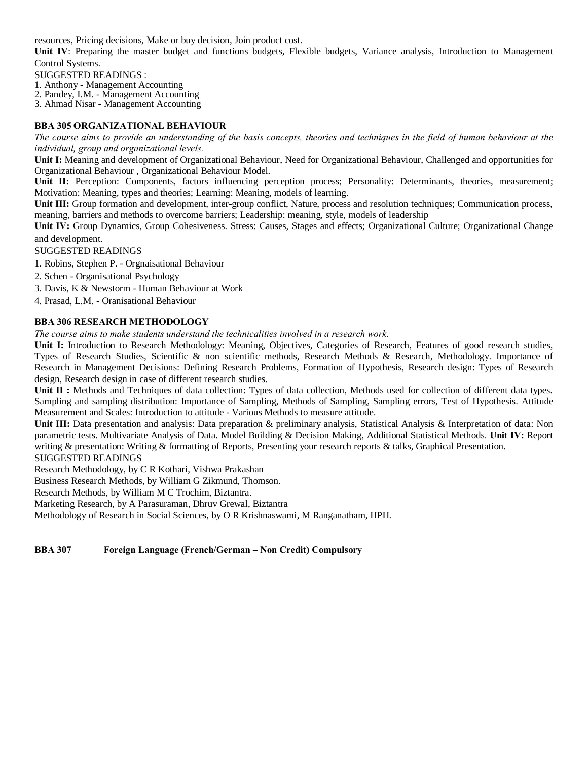resources, Pricing decisions, Make or buy decision, Join product cost.

**Unit IV**: Preparing the master budget and functions budgets, Flexible budgets, Variance analysis, Introduction to Management Control Systems.

SUGGESTED READINGS :

1. Anthony - Management Accounting
2. Pandey, I.M. - Management Accounting
3. Ahmad Nisar - Management Accounting

### BBA 305 ORGANIZATIONAL BEHAVIOUR

*The course aims to provide an understanding of the basis concepts, theories and techniques in the field of human behaviour at the individual, group and organizational levels.*

**Unit I:** Meaning and development of Organizational Behaviour, Need for Organizational Behaviour, Challenged and opportunities for Organizational Behaviour , Organizational Behaviour Model.

**Unit II:** Perception: Components, factors influencing perception process; Personality: Determinants, theories, measurement; Motivation: Meaning, types and theories; Learning: Meaning, models of learning.

**Unit III:** Group formation and development, inter-group conflict, Nature, process and resolution techniques; Communication process, meaning, barriers and methods to overcome barriers; Leadership: meaning, style, models of leadership

**Unit IV:** Group Dynamics, Group Cohesiveness. Stress: Causes, Stages and effects; Organizational Culture; Organizational Change and development.

SUGGESTED READINGS

1. Robins, Stephen P. - Orgnaisational Behaviour
2. Schen - Organisational Psychology
3. Davis, K & Newstorm - Human Behaviour at Work
4. Prasad, L.M. - Oranisational Behaviour

### BBA 306 RESEARCH METHODOLOGY

*The course aims to make students understand the technicalities involved in a research work.*

**Unit I:** Introduction to Research Methodology: Meaning, Objectives, Categories of Research, Features of good research studies, Types of Research Studies, Scientific & non scientific methods, Research Methods & Research, Methodology. Importance of Research in Management Decisions: Defining Research Problems, Formation of Hypothesis, Research design: Types of Research design, Research design in case of different research studies.

**Unit II :** Methods and Techniques of data collection: Types of data collection, Methods used for collection of different data types. Sampling and sampling distribution: Importance of Sampling, Methods of Sampling, Sampling errors, Test of Hypothesis. Attitude Measurement and Scales: Introduction to attitude - Various Methods to measure attitude.

**Unit III:** Data presentation and analysis: Data preparation & preliminary analysis, Statistical Analysis & Interpretation of data: Non parametric tests. Multivariate Analysis of Data. Model Building & Decision Making, Additional Statistical Methods. **Unit IV:** Report writing & presentation: Writing & formatting of Reports, Presenting your research reports & talks, Graphical Presentation.

SUGGESTED READINGS

Research Methodology, by C R Kothari, Vishwa Prakashan

Business Research Methods, by William G Zikmund, Thomson.

Research Methods, by William M C Trochim, Biztantra.

Marketing Research, by A Parasuraman, Dhruv Grewal, Biztantra

Methodology of Research in Social Sciences, by O R Krishnaswami, M Ranganatham, HPH.

### BBA 307 Foreign Language (French/German – Non Credit) Compulsory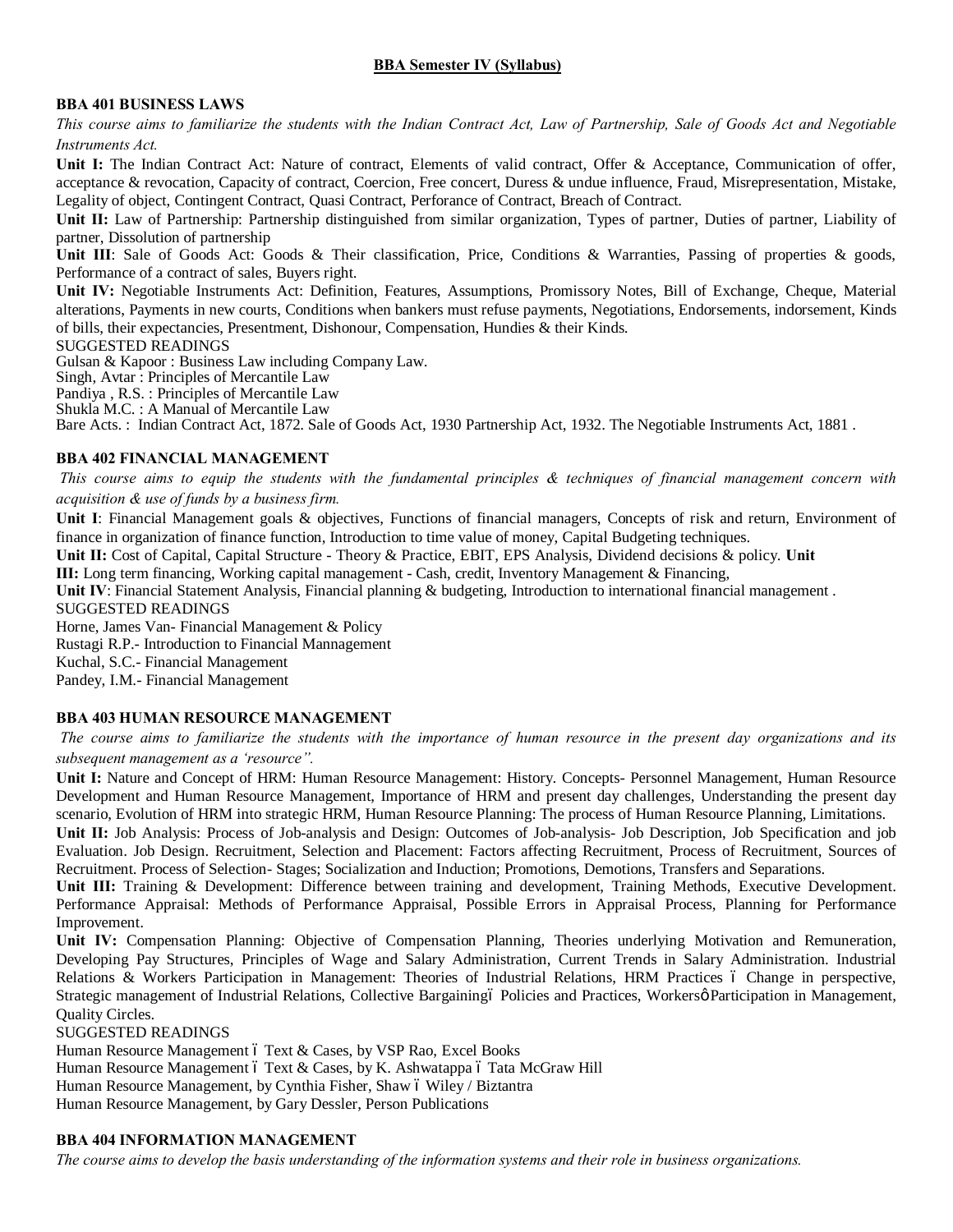## BBA Semester IV (Syllabus)

### BBA 401 BUSINESS LAWS

*This course aims to familiarize the students with the Indian Contract Act, Law of Partnership, Sale of Goods Act and Negotiable Instruments Act.*

**Unit I:** The Indian Contract Act: Nature of contract, Elements of valid contract, Offer & Acceptance, Communication of offer, acceptance & revocation, Capacity of contract, Coercion, Free concert, Duress & undue influence, Fraud, Misrepresentation, Mistake, Legality of object, Contingent Contract, Quasi Contract, Perforance of Contract, Breach of Contract.

**Unit II:** Law of Partnership: Partnership distinguished from similar organization, Types of partner, Duties of partner, Liability of partner, Dissolution of partnership

**Unit III**: Sale of Goods Act: Goods & Their classification, Price, Conditions & Warranties, Passing of properties & goods, Performance of a contract of sales, Buyers right.

**Unit IV:** Negotiable Instruments Act: Definition, Features, Assumptions, Promissory Notes, Bill of Exchange, Cheque, Material alterations, Payments in new courts, Conditions when bankers must refuse payments, Negotiations, Endorsements, indorsement, Kinds of bills, their expectancies, Presentment, Dishonour, Compensation, Hundies & their Kinds.

SUGGESTED READINGS

Gulsan & Kapoor : Business Law including Company Law.
Singh, Avtar : Principles of Mercantile Law
Pandiya , R.S. : Principles of Mercantile Law
Shukla M.C. : A Manual of Mercantile Law
Bare Acts. : Indian Contract Act, 1872. Sale of Goods Act, 1930 Partnership Act, 1932. The Negotiable Instruments Act, 1881 .

### BBA 402 FINANCIAL MANAGEMENT

*This course aims to equip the students with the fundamental principles & techniques of financial management concern with acquisition & use of funds by a business firm.*

**Unit I**: Financial Management goals & objectives, Functions of financial managers, Concepts of risk and return, Environment of finance in organization of finance function, Introduction to time value of money, Capital Budgeting techniques.

**Unit II:** Cost of Capital, Capital Structure - Theory & Practice, EBIT, EPS Analysis, Dividend decisions & policy. **Unit III:** Long term financing, Working capital management - Cash, credit, Inventory Management & Financing,

**Unit IV**: Financial Statement Analysis, Financial planning & budgeting, Introduction to international financial management .

SUGGESTED READINGS

Horne, James Van- Financial Management & Policy
Rustagi R.P.- Introduction to Financial Mannagement
Kuchal, S.C.- Financial Management
Pandey, I.M.- Financial Management

### BBA 403 HUMAN RESOURCE MANAGEMENT

*The course aims to familiarize the students with the importance of human resource in the present day organizations and its subsequent management as a 'resource".*

**Unit I:** Nature and Concept of HRM: Human Resource Management: History. Concepts- Personnel Management, Human Resource Development and Human Resource Management, Importance of HRM and present day challenges, Understanding the present day scenario, Evolution of HRM into strategic HRM, Human Resource Planning: The process of Human Resource Planning, Limitations.

**Unit II:** Job Analysis: Process of Job-analysis and Design: Outcomes of Job-analysis- Job Description, Job Specification and job Evaluation. Job Design. Recruitment, Selection and Placement: Factors affecting Recruitment, Process of Recruitment, Sources of Recruitment. Process of Selection- Stages; Socialization and Induction; Promotions, Demotions, Transfers and Separations.

**Unit III:** Training & Development: Difference between training and development, Training Methods, Executive Development. Performance Appraisal: Methods of Performance Appraisal, Possible Errors in Appraisal Process, Planning for Performance Improvement.

**Unit IV:** Compensation Planning: Objective of Compensation Planning, Theories underlying Motivation and Remuneration, Developing Pay Structures, Principles of Wage and Salary Administration, Current Trends in Salary Administration. Industrial Relations & Workers Participation in Management: Theories of Industrial Relations, HRM Practices ó Change in perspective, Strategic management of Industrial Relations, Collective Bargainingó Policies and Practices, Workersô Participation in Management, Quality Circles.

SUGGESTED READINGS

Human Resource Management ó Text & Cases, by VSP Rao, Excel Books
Human Resource Management ó Text & Cases, by K. Ashwatappa ó Tata McGraw Hill
Human Resource Management, by Cynthia Fisher, Shaw ó Wiley / Biztantra
Human Resource Management, by Gary Dessler, Person Publications

### BBA 404 INFORMATION MANAGEMENT

*The course aims to develop the basis understanding of the information systems and their role in business organizations.*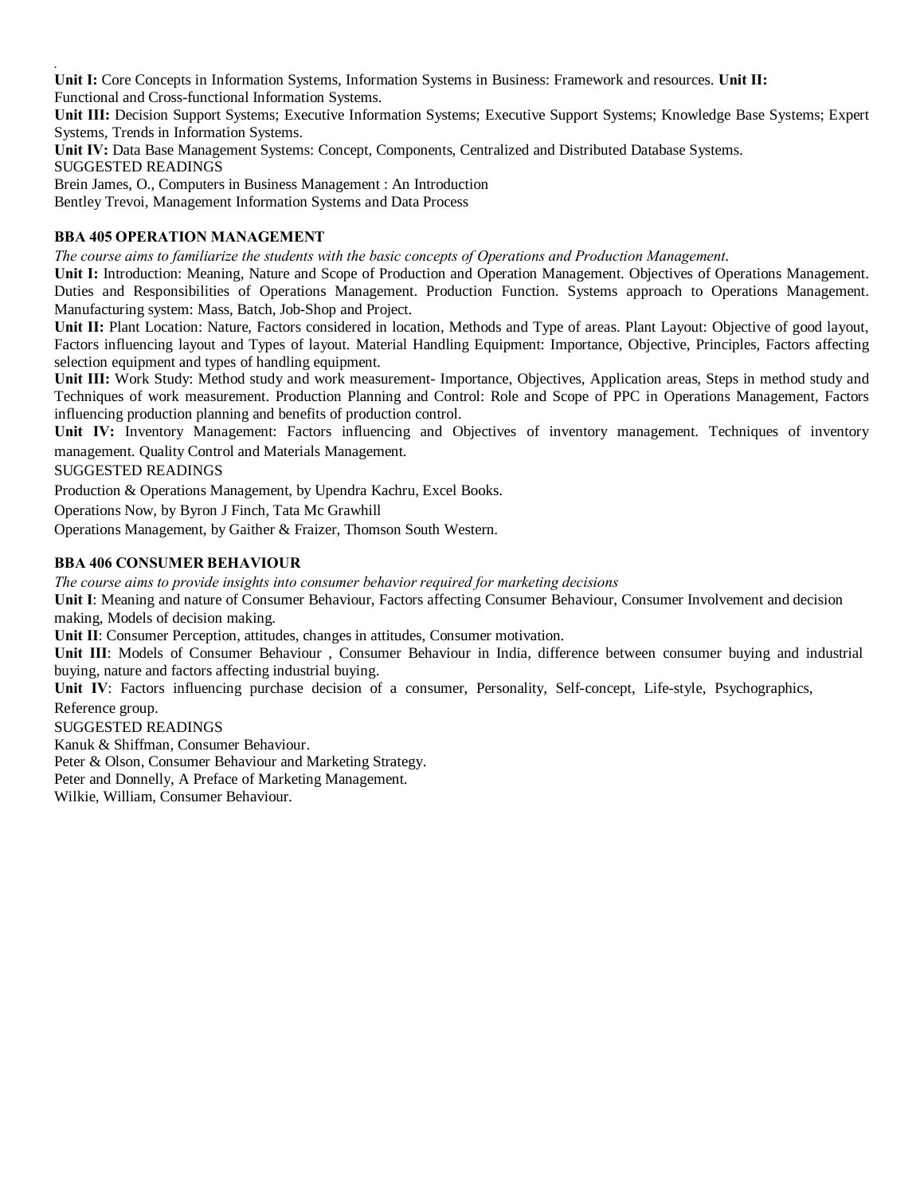**Unit I:** Core Concepts in Information Systems, Information Systems in Business: Framework and resources. **Unit II:** Functional and Cross-functional Information Systems.

**Unit III:** Decision Support Systems; Executive Information Systems; Executive Support Systems; Knowledge Base Systems; Expert Systems, Trends in Information Systems.

**Unit IV:** Data Base Management Systems: Concept, Components, Centralized and Distributed Database Systems.

SUGGESTED READINGS

Brein James, O., Computers in Business Management : An Introduction

Bentley Trevoi, Management Information Systems and Data Process

### BBA 405 OPERATION MANAGEMENT

*The course aims to familiarize the students with the basic concepts of Operations and Production Management.*

**Unit I:** Introduction: Meaning, Nature and Scope of Production and Operation Management. Objectives of Operations Management. Duties and Responsibilities of Operations Management. Production Function. Systems approach to Operations Management. Manufacturing system: Mass, Batch, Job-Shop and Project.

**Unit II:** Plant Location: Nature, Factors considered in location, Methods and Type of areas. Plant Layout: Objective of good layout, Factors influencing layout and Types of layout. Material Handling Equipment: Importance, Objective, Principles, Factors affecting selection equipment and types of handling equipment.

**Unit III:** Work Study: Method study and work measurement- Importance, Objectives, Application areas, Steps in method study and Techniques of work measurement. Production Planning and Control: Role and Scope of PPC in Operations Management, Factors influencing production planning and benefits of production control.

**Unit IV:** Inventory Management: Factors influencing and Objectives of inventory management. Techniques of inventory management. Quality Control and Materials Management.

SUGGESTED READINGS

Production & Operations Management, by Upendra Kachru, Excel Books.

Operations Now, by Byron J Finch, Tata Mc Grawhill

Operations Management, by Gaither & Fraizer, Thomson South Western.

### BBA 406 CONSUMER BEHAVIOUR

*The course aims to provide insights into consumer behavior required for marketing decisions*

**Unit I**: Meaning and nature of Consumer Behaviour, Factors affecting Consumer Behaviour, Consumer Involvement and decision making, Models of decision making.

**Unit II**: Consumer Perception, attitudes, changes in attitudes, Consumer motivation.

**Unit III**: Models of Consumer Behaviour , Consumer Behaviour in India, difference between consumer buying and industrial buying, nature and factors affecting industrial buying.

**Unit IV**: Factors influencing purchase decision of a consumer, Personality, Self-concept, Life-style, Psychographics, Reference group.

SUGGESTED READINGS

Kanuk & Shiffman, Consumer Behaviour.

Peter & Olson, Consumer Behaviour and Marketing Strategy.

Peter and Donnelly, A Preface of Marketing Management.

Wilkie, William, Consumer Behaviour.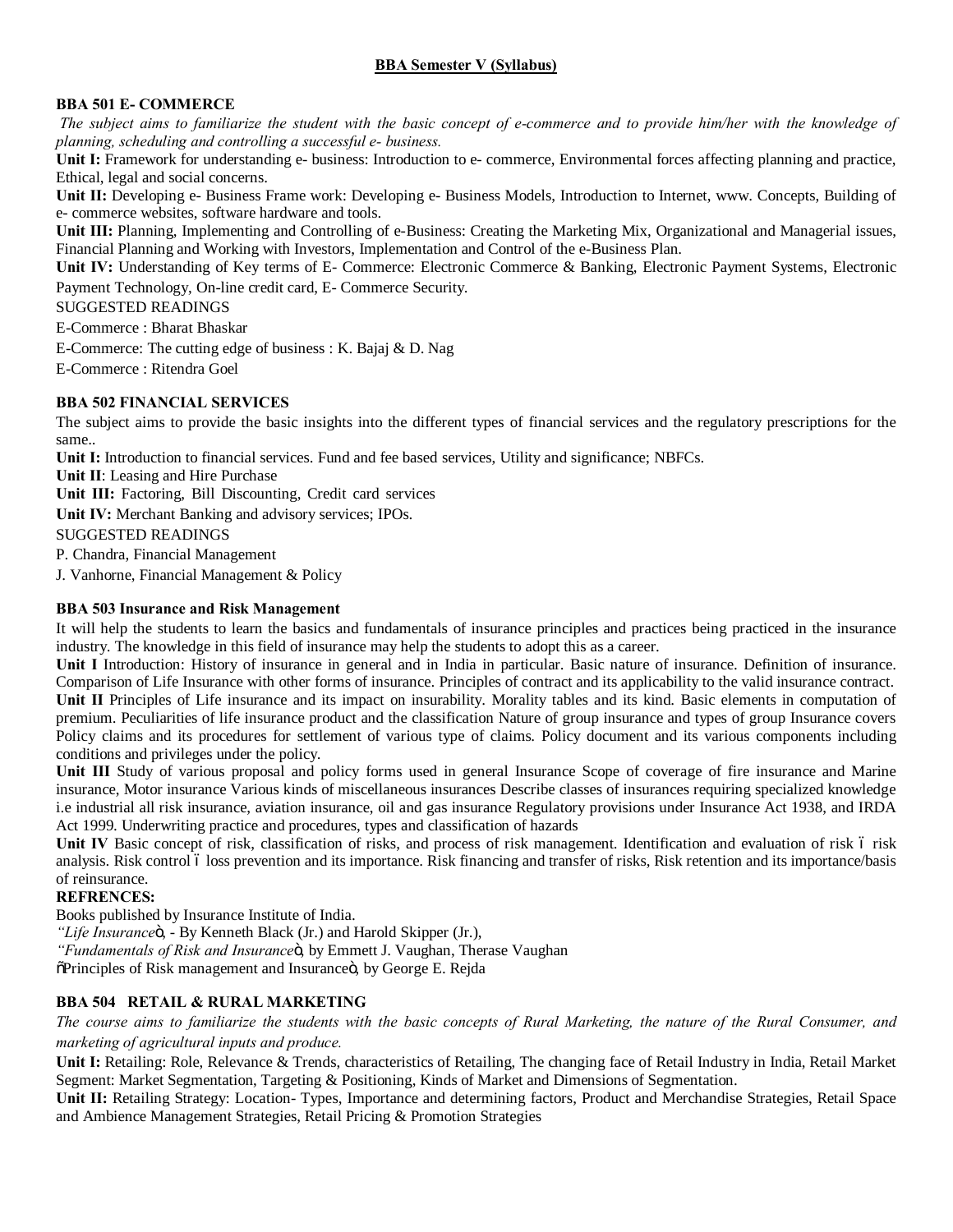## BBA Semester V (Syllabus)

### BBA 501 E- COMMERCE

*The subject aims to familiarize the student with the basic concept of e-commerce and to provide him/her with the knowledge of planning, scheduling and controlling a successful e- business.*

**Unit I:** Framework for understanding e- business: Introduction to e- commerce, Environmental forces affecting planning and practice, Ethical, legal and social concerns.

**Unit II:** Developing e- Business Frame work: Developing e- Business Models, Introduction to Internet, www. Concepts, Building of e- commerce websites, software hardware and tools.

**Unit III:** Planning, Implementing and Controlling of e-Business: Creating the Marketing Mix, Organizational and Managerial issues, Financial Planning and Working with Investors, Implementation and Control of the e-Business Plan.

**Unit IV:** Understanding of Key terms of E- Commerce: Electronic Commerce & Banking, Electronic Payment Systems, Electronic Payment Technology, On-line credit card, E- Commerce Security.

SUGGESTED READINGS

E-Commerce : Bharat Bhaskar

E-Commerce: The cutting edge of business : K. Bajaj & D. Nag

E-Commerce : Ritendra Goel

### BBA 502 FINANCIAL SERVICES

The subject aims to provide the basic insights into the different types of financial services and the regulatory prescriptions for the same..

**Unit I:** Introduction to financial services. Fund and fee based services, Utility and significance; NBFCs.

**Unit II**: Leasing and Hire Purchase

**Unit III:** Factoring, Bill Discounting, Credit card services

**Unit IV:** Merchant Banking and advisory services; IPOs.

SUGGESTED READINGS

P. Chandra, Financial Management

J. Vanhorne, Financial Management & Policy

### BBA 503 Insurance and Risk Management

It will help the students to learn the basics and fundamentals of insurance principles and practices being practiced in the insurance industry. The knowledge in this field of insurance may help the students to adopt this as a career.

**Unit I** Introduction: History of insurance in general and in India in particular. Basic nature of insurance. Definition of insurance. Comparison of Life Insurance with other forms of insurance. Principles of contract and its applicability to the valid insurance contract.

**Unit II** Principles of Life insurance and its impact on insurability. Morality tables and its kind. Basic elements in computation of premium. Peculiarities of life insurance product and the classification Nature of group insurance and types of group Insurance covers Policy claims and its procedures for settlement of various type of claims. Policy document and its various components including conditions and privileges under the policy.

**Unit III** Study of various proposal and policy forms used in general Insurance Scope of coverage of fire insurance and Marine insurance, Motor insurance Various kinds of miscellaneous insurances Describe classes of insurances requiring specialized knowledge i.e industrial all risk insurance, aviation insurance, oil and gas insurance Regulatory provisions under Insurance Act 1938, and IRDA Act 1999. Underwriting practice and procedures, types and classification of hazards

**Unit IV** Basic concept of risk, classification of risks, and process of risk management. Identification and evaluation of risk – risk analysis. Risk control – loss prevention and its importance. Risk financing and transfer of risks, Risk retention and its importance/basis of reinsurance.

**REFRENCES:**

Books published by Insurance Institute of India.

*"Life Insurance"*, - By Kenneth Black (Jr.) and Harold Skipper (Jr.),

*"Fundamentals of Risk and Insurance"*, by Emmett J. Vaughan, Therase Vaughan

"Principles of Risk management and Insurance", by George E. Rejda

### BBA 504 RETAIL & RURAL MARKETING

*The course aims to familiarize the students with the basic concepts of Rural Marketing, the nature of the Rural Consumer, and marketing of agricultural inputs and produce.*

**Unit I:** Retailing: Role, Relevance & Trends, characteristics of Retailing, The changing face of Retail Industry in India, Retail Market Segment: Market Segmentation, Targeting & Positioning, Kinds of Market and Dimensions of Segmentation.

**Unit II:** Retailing Strategy: Location- Types, Importance and determining factors, Product and Merchandise Strategies, Retail Space and Ambience Management Strategies, Retail Pricing & Promotion Strategies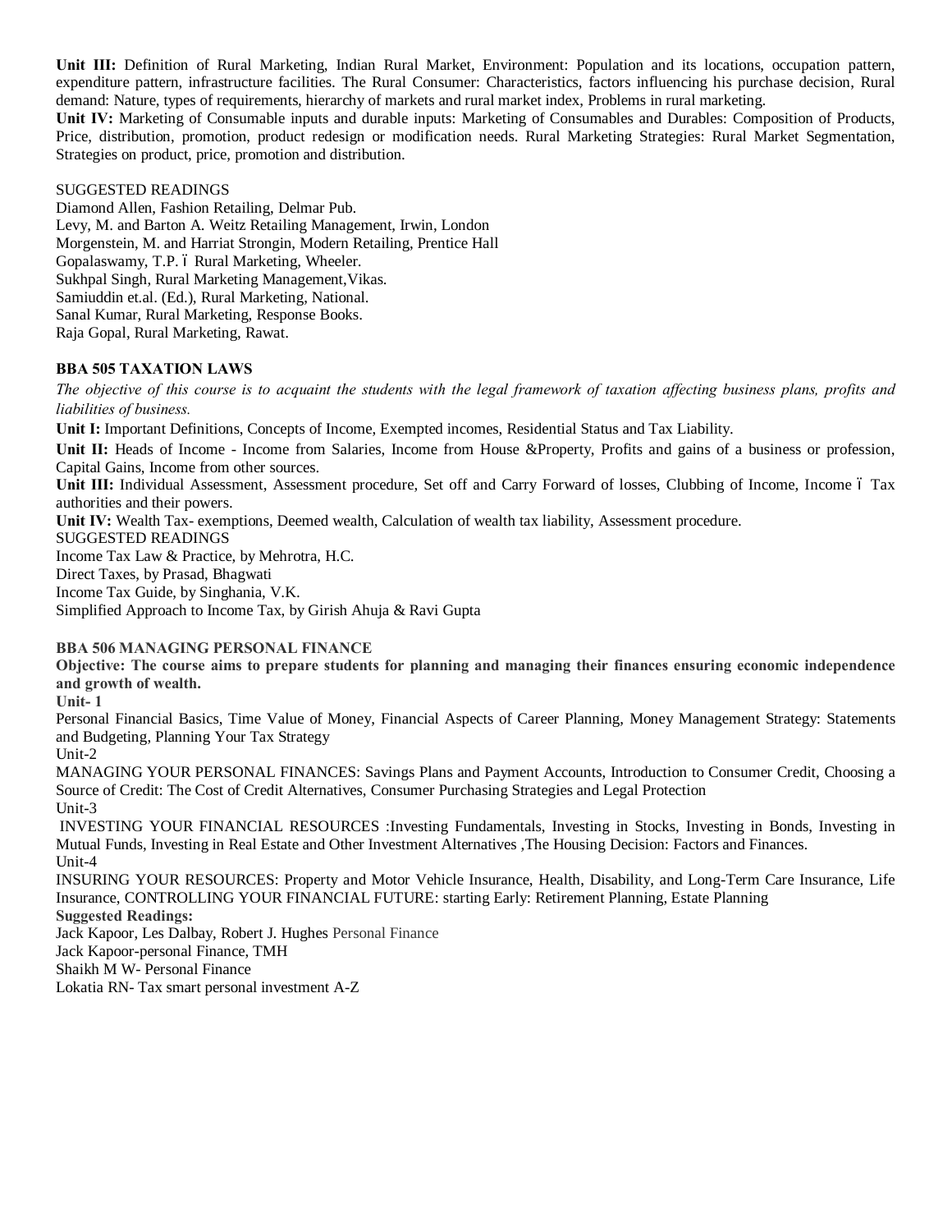**Unit III:** Definition of Rural Marketing, Indian Rural Market, Environment: Population and its locations, occupation pattern, expenditure pattern, infrastructure facilities. The Rural Consumer: Characteristics, factors influencing his purchase decision, Rural demand: Nature, types of requirements, hierarchy of markets and rural market index, Problems in rural marketing.

**Unit IV:** Marketing of Consumable inputs and durable inputs: Marketing of Consumables and Durables: Composition of Products, Price, distribution, promotion, product redesign or modification needs. Rural Marketing Strategies: Rural Market Segmentation, Strategies on product, price, promotion and distribution.

SUGGESTED READINGS

Diamond Allen, Fashion Retailing, Delmar Pub.
Levy, M. and Barton A. Weitz Retailing Management, Irwin, London
Morgenstein, M. and Harriat Strongin, Modern Retailing, Prentice Hall
Gopalaswamy, T.P. ó Rural Marketing, Wheeler.
Sukhpal Singh, Rural Marketing Management,Vikas.
Samiuddin et.al. (Ed.), Rural Marketing, National.
Sanal Kumar, Rural Marketing, Response Books.
Raja Gopal, Rural Marketing, Rawat.

**BBA 505 TAXATION LAWS**

*The objective of this course is to acquaint the students with the legal framework of taxation affecting business plans, profits and liabilities of business.*

**Unit I:** Important Definitions, Concepts of Income, Exempted incomes, Residential Status and Tax Liability.

**Unit II:** Heads of Income - Income from Salaries, Income from House &Property, Profits and gains of a business or profession, Capital Gains, Income from other sources.

**Unit III:** Individual Assessment, Assessment procedure, Set off and Carry Forward of losses, Clubbing of Income, Income ó Tax authorities and their powers.

**Unit IV:** Wealth Tax- exemptions, Deemed wealth, Calculation of wealth tax liability, Assessment procedure.

SUGGESTED READINGS

Income Tax Law & Practice, by Mehrotra, H.C.
Direct Taxes, by Prasad, Bhagwati
Income Tax Guide, by Singhania, V.K.
Simplified Approach to Income Tax, by Girish Ahuja & Ravi Gupta

**BBA 506 MANAGING PERSONAL FINANCE**

**Objective: The course aims to prepare students for planning and managing their finances ensuring economic independence and growth of wealth.**

**Unit- 1**

Personal Financial Basics, Time Value of Money, Financial Aspects of Career Planning, Money Management Strategy: Statements and Budgeting, Planning Your Tax Strategy

Unit-2

MANAGING YOUR PERSONAL FINANCES: Savings Plans and Payment Accounts, Introduction to Consumer Credit, Choosing a Source of Credit: The Cost of Credit Alternatives, Consumer Purchasing Strategies and Legal Protection

Unit-3

INVESTING YOUR FINANCIAL RESOURCES :Investing Fundamentals, Investing in Stocks, Investing in Bonds, Investing in Mutual Funds, Investing in Real Estate and Other Investment Alternatives ,The Housing Decision: Factors and Finances.

Unit-4

INSURING YOUR RESOURCES: Property and Motor Vehicle Insurance, Health, Disability, and Long-Term Care Insurance, Life Insurance, CONTROLLING YOUR FINANCIAL FUTURE: starting Early: Retirement Planning, Estate Planning

**Suggested Readings:**

Jack Kapoor, Les Dalbay, Robert J. Hughes Personal Finance
Jack Kapoor-personal Finance, TMH
Shaikh M W- Personal Finance
Lokatia RN- Tax smart personal investment A-Z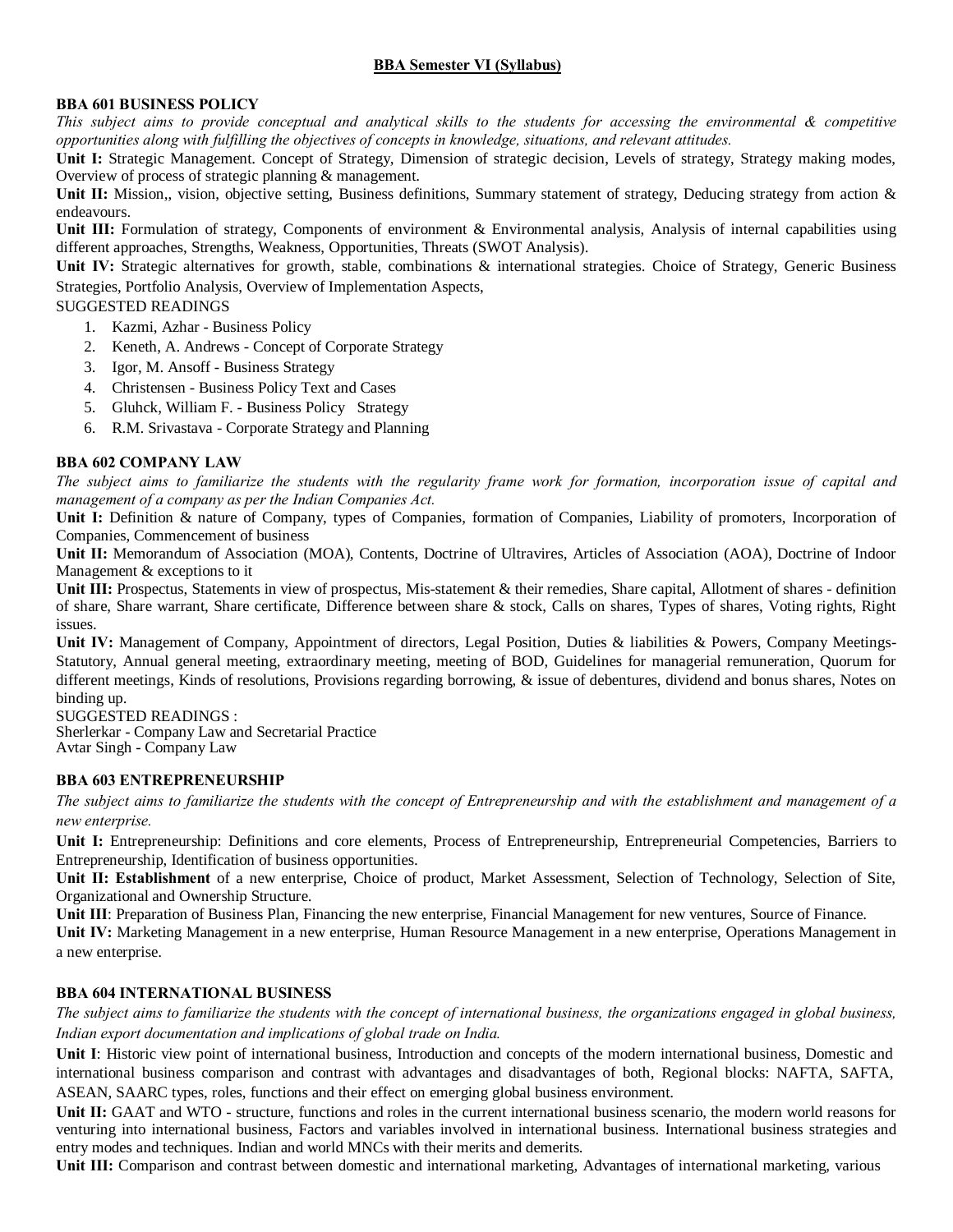## BBA Semester VI (Syllabus)

### BBA 601 BUSINESS POLICY

*This subject aims to provide conceptual and analytical skills to the students for accessing the environmental & competitive opportunities along with fulfilling the objectives of concepts in knowledge, situations, and relevant attitudes.*

**Unit I:** Strategic Management. Concept of Strategy, Dimension of strategic decision, Levels of strategy, Strategy making modes, Overview of process of strategic planning & management.

**Unit II:** Mission,, vision, objective setting, Business definitions, Summary statement of strategy, Deducing strategy from action & endeavours.

**Unit III:** Formulation of strategy, Components of environment & Environmental analysis, Analysis of internal capabilities using different approaches, Strengths, Weakness, Opportunities, Threats (SWOT Analysis).

**Unit IV:** Strategic alternatives for growth, stable, combinations & international strategies. Choice of Strategy, Generic Business Strategies, Portfolio Analysis, Overview of Implementation Aspects,

SUGGESTED READINGS

1. Kazmi, Azhar - Business Policy
2. Keneth, A. Andrews - Concept of Corporate Strategy
3. Igor, M. Ansoff - Business Strategy
4. Christensen - Business Policy Text and Cases
5. Gluhck, William F. - Business Policy Strategy
6. R.M. Srivastava - Corporate Strategy and Planning

### BBA 602 COMPANY LAW

*The subject aims to familiarize the students with the regularity frame work for formation, incorporation issue of capital and management of a company as per the Indian Companies Act.*

**Unit I:** Definition & nature of Company, types of Companies, formation of Companies, Liability of promoters, Incorporation of Companies, Commencement of business

**Unit II:** Memorandum of Association (MOA), Contents, Doctrine of Ultravires, Articles of Association (AOA), Doctrine of Indoor Management & exceptions to it

**Unit III:** Prospectus, Statements in view of prospectus, Mis-statement & their remedies, Share capital, Allotment of shares - definition of share, Share warrant, Share certificate, Difference between share & stock, Calls on shares, Types of shares, Voting rights, Right issues.

**Unit IV:** Management of Company, Appointment of directors, Legal Position, Duties & liabilities & Powers, Company Meetings-Statutory, Annual general meeting, extraordinary meeting, meeting of BOD, Guidelines for managerial remuneration, Quorum for different meetings, Kinds of resolutions, Provisions regarding borrowing, & issue of debentures, dividend and bonus shares, Notes on binding up.

SUGGESTED READINGS :

Sherlerkar - Company Law and Secretarial Practice

Avtar Singh - Company Law

### BBA 603 ENTREPRENEURSHIP

*The subject aims to familiarize the students with the concept of Entrepreneurship and with the establishment and management of a new enterprise.*

**Unit I:** Entrepreneurship: Definitions and core elements, Process of Entrepreneurship, Entrepreneurial Competencies, Barriers to Entrepreneurship, Identification of business opportunities.

**Unit II: Establishment** of a new enterprise, Choice of product, Market Assessment, Selection of Technology, Selection of Site, Organizational and Ownership Structure.

**Unit III**: Preparation of Business Plan, Financing the new enterprise, Financial Management for new ventures, Source of Finance.

**Unit IV:** Marketing Management in a new enterprise, Human Resource Management in a new enterprise, Operations Management in a new enterprise.

### BBA 604 INTERNATIONAL BUSINESS

*The subject aims to familiarize the students with the concept of international business, the organizations engaged in global business, Indian export documentation and implications of global trade on India.*

**Unit I**: Historic view point of international business, Introduction and concepts of the modern international business, Domestic and international business comparison and contrast with advantages and disadvantages of both, Regional blocks: NAFTA, SAFTA, ASEAN, SAARC types, roles, functions and their effect on emerging global business environment.

**Unit II:** GAAT and WTO - structure, functions and roles in the current international business scenario, the modern world reasons for venturing into international business, Factors and variables involved in international business. International business strategies and entry modes and techniques. Indian and world MNCs with their merits and demerits.

**Unit III:** Comparison and contrast between domestic and international marketing, Advantages of international marketing, various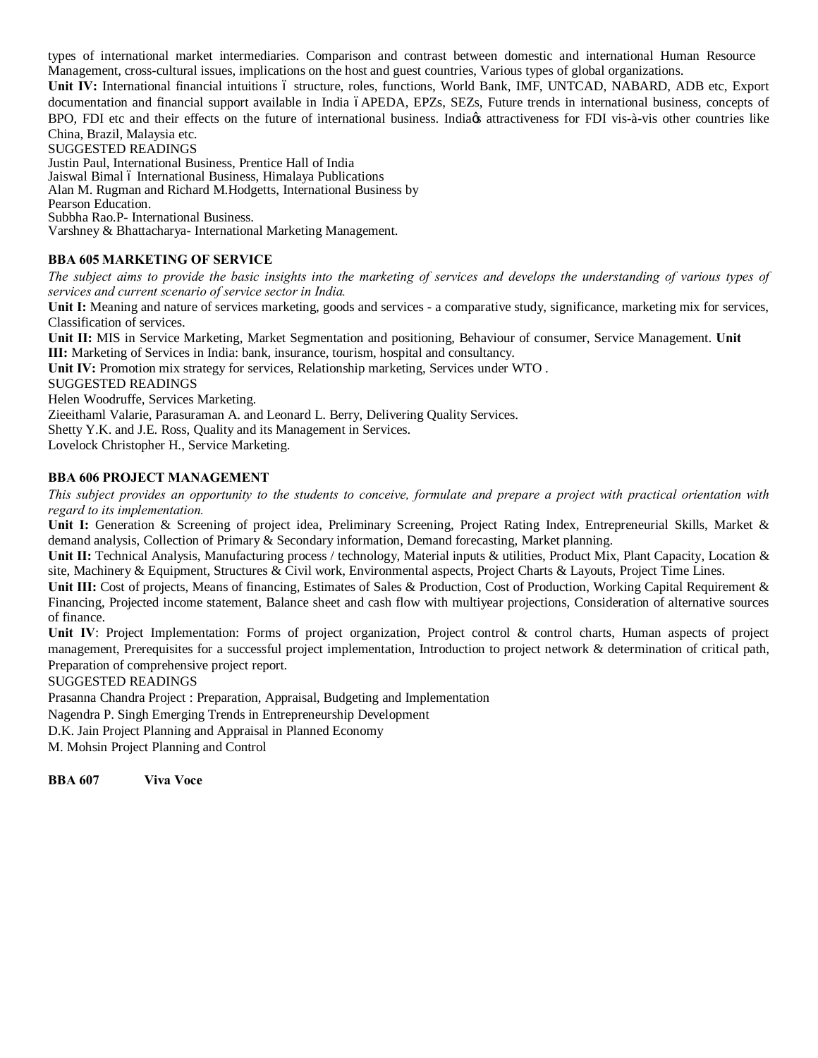types of international market intermediaries. Comparison and contrast between domestic and international Human Resource Management, cross-cultural issues, implications on the host and guest countries, Various types of global organizations.

**Unit IV:** International financial intuitions ó structure, roles, functions, World Bank, IMF, UNTCAD, NABARD, ADB etc, Export documentation and financial support available in India óAPEDA, EPZs, SEZs, Future trends in international business, concepts of BPO, FDI etc and their effects on the future of international business. Indiaøs attractiveness for FDI vis-à-vis other countries like China, Brazil, Malaysia etc.

SUGGESTED READINGS

Justin Paul, International Business, Prentice Hall of India
Jaiswal Bimal ó International Business, Himalaya Publications
Alan M. Rugman and Richard M.Hodgetts, International Business by
Pearson Education.
Subbha Rao.P- International Business.
Varshney & Bhattacharya- International Marketing Management.

### BBA 605 MARKETING OF SERVICE

*The subject aims to provide the basic insights into the marketing of services and develops the understanding of various types of services and current scenario of service sector in India.*

**Unit I:** Meaning and nature of services marketing, goods and services - a comparative study, significance, marketing mix for services, Classification of services.

**Unit II:** MIS in Service Marketing, Market Segmentation and positioning, Behaviour of consumer, Service Management.

**Unit III:** Marketing of Services in India: bank, insurance, tourism, hospital and consultancy.

**Unit IV:** Promotion mix strategy for services, Relationship marketing, Services under WTO .

SUGGESTED READINGS

Helen Woodruffe, Services Marketing.
Zieeithaml Valarie, Parasuraman A. and Leonard L. Berry, Delivering Quality Services.
Shetty Y.K. and J.E. Ross, Quality and its Management in Services.
Lovelock Christopher H., Service Marketing.

### BBA 606 PROJECT MANAGEMENT

*This subject provides an opportunity to the students to conceive, formulate and prepare a project with practical orientation with regard to its implementation.*

**Unit I:** Generation & Screening of project idea, Preliminary Screening, Project Rating Index, Entrepreneurial Skills, Market & demand analysis, Collection of Primary & Secondary information, Demand forecasting, Market planning.

**Unit II:** Technical Analysis, Manufacturing process / technology, Material inputs & utilities, Product Mix, Plant Capacity, Location & site, Machinery & Equipment, Structures & Civil work, Environmental aspects, Project Charts & Layouts, Project Time Lines.

**Unit III:** Cost of projects, Means of financing, Estimates of Sales & Production, Cost of Production, Working Capital Requirement & Financing, Projected income statement, Balance sheet and cash flow with multiyear projections, Consideration of alternative sources of finance.

**Unit IV**: Project Implementation: Forms of project organization, Project control & control charts, Human aspects of project management, Prerequisites for a successful project implementation, Introduction to project network & determination of critical path, Preparation of comprehensive project report.

SUGGESTED READINGS

Prasanna Chandra Project : Preparation, Appraisal, Budgeting and Implementation
Nagendra P. Singh Emerging Trends in Entrepreneurship Development
D.K. Jain Project Planning and Appraisal in Planned Economy
M. Mohsin Project Planning and Control

**BBA 607 Viva Voce**